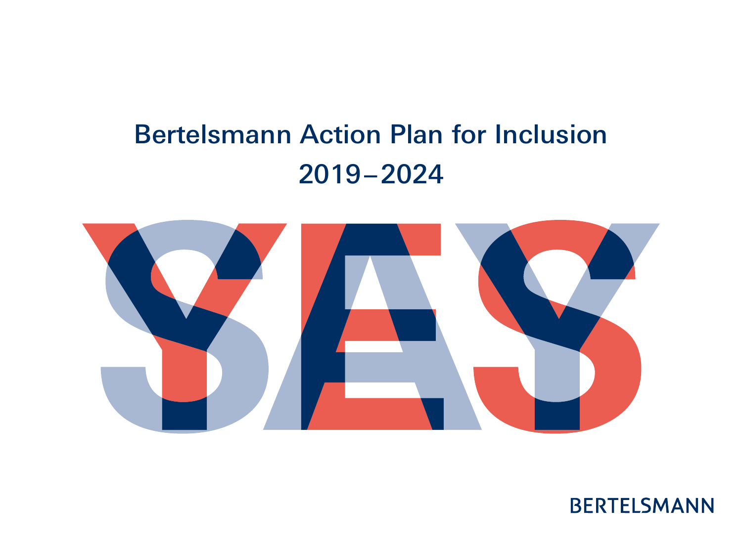# Bertelsmann Action Plan for Inclusion 2019–2024

YES

BERTELSMANN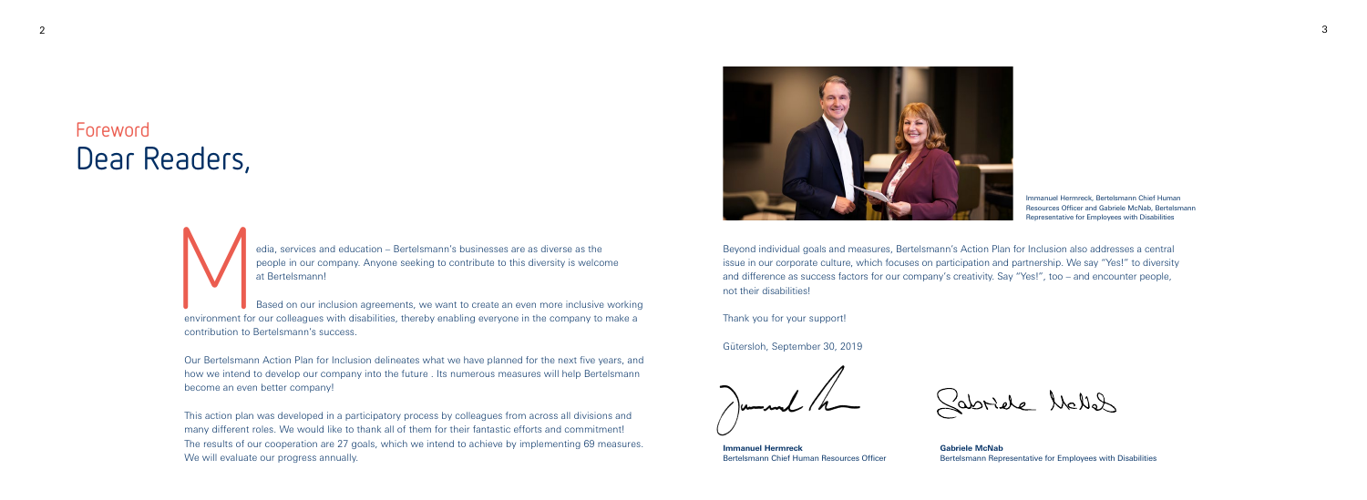# Foreword
## Dear Readers,

Media, services and education – Bertelsmann's businesses are as diverse as the people in our company. Anyone seeking to contribute to this diversity is welcome at Bertelsmann!

Based on our inclusion agreements, we want to create an even more inclusive working environment for our colleagues with disabilities, thereby enabling everyone in the company to make a contribution to Bertelsmann's success.

Our Bertelsmann Action Plan for Inclusion delineates what we have planned for the next five years, and how we intend to develop our company into the future . Its numerous measures will help Bertelsmann become an even better company!

This action plan was developed in a participatory process by colleagues from across all divisions and many different roles. We would like to thank all of them for their fantastic efforts and commitment! The results of our cooperation are 27 goals, which we intend to achieve by implementing 69 measures. We will evaluate our progress annually.

Immanuel Hermreck, Bertelsmann Chief Human Resources Officer and Gabriele McNab, Bertelsmann Representative for Employees with Disabilities

Beyond individual goals and measures, Bertelsmann's Action Plan for Inclusion also addresses a central issue in our corporate culture, which focuses on participation and partnership. We say "Yes!" to diversity and difference as success factors for our company's creativity. Say "Yes!", too – and encounter people, not their disabilities!

Thank you for your support!

Gütersloh, September 30, 2019

**Immanuel Hermreck**
Bertelsmann Chief Human Resources Officer

**Gabriele McNab**
Bertelsmann Representative for Employees with Disabilities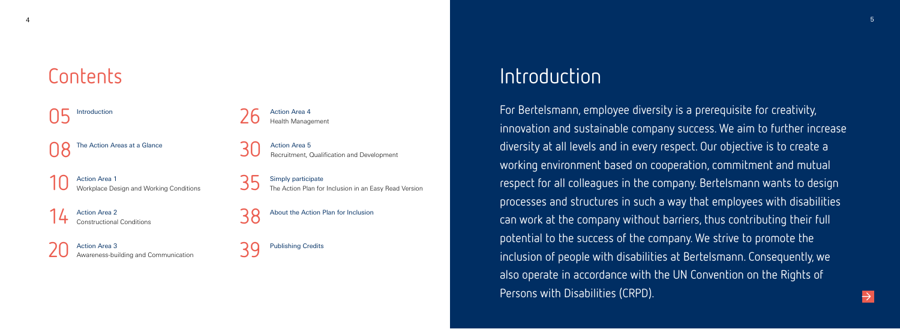# Contents

05 Introduction

08 The Action Areas at a Glance

10 Action Area 1
Workplace Design and Working Conditions

14 Action Area 2
Constructional Conditions

20 Action Area 3
Awareness-building and Communication

26 Action Area 4
Health Management

30 Action Area 5
Recruitment, Qualification and Development

35 Simply participate
The Action Plan for Inclusion in an Easy Read Version

38 About the Action Plan for Inclusion

39 Publishing Credits

# Introduction

For Bertelsmann, employee diversity is a prerequisite for creativity, innovation and sustainable company success. We aim to further increase diversity at all levels and in every respect. Our objective is to create a working environment based on cooperation, commitment and mutual respect for all colleagues in the company. Bertelsmann wants to design processes and structures in such a way that employees with disabilities can work at the company without barriers, thus contributing their full potential to the success of the company. We strive to promote the inclusion of people with disabilities at Bertelsmann. Consequently, we also operate in accordance with the UN Convention on the Rights of Persons with Disabilities (CRPD).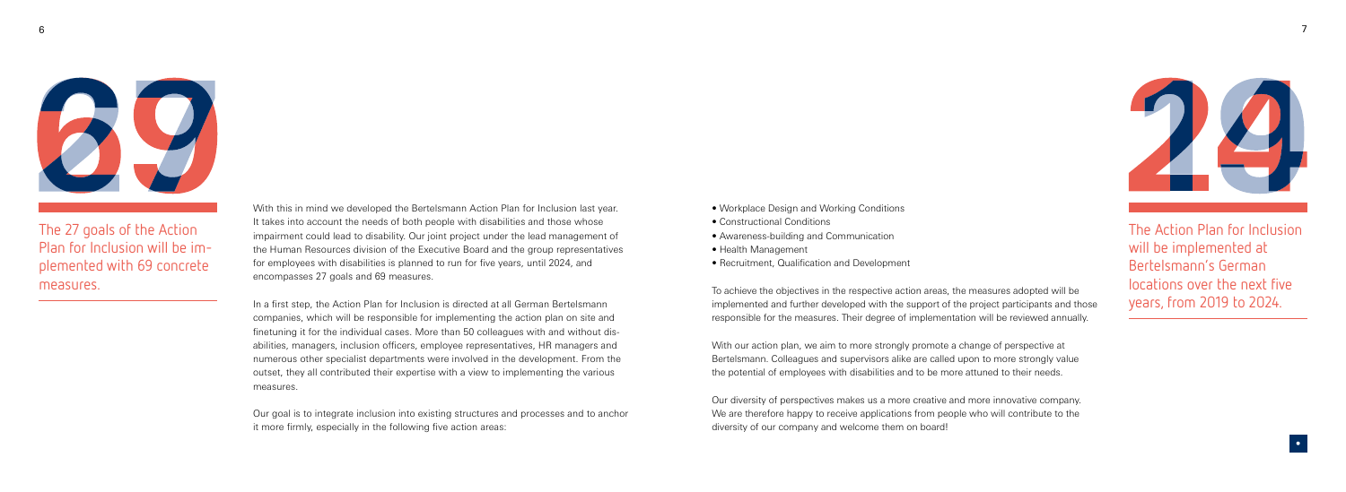69

The 27 goals of the Action Plan for Inclusion will be implemented with 69 concrete measures.

With this in mind we developed the Bertelsmann Action Plan for Inclusion last year. It takes into account the needs of both people with disabilities and those whose impairment could lead to disability. Our joint project under the lead management of the Human Resources division of the Executive Board and the group representatives for employees with disabilities is planned to run for five years, until 2024, and encompasses 27 goals and 69 measures.

In a first step, the Action Plan for Inclusion is directed at all German Bertelsmann companies, which will be responsible for implementing the action plan on site and finetuning it for the individual cases. More than 50 colleagues with and without disabilities, managers, inclusion officers, employee representatives, HR managers and numerous other specialist departments were involved in the development. From the outset, they all contributed their expertise with a view to implementing the various measures.

Our goal is to integrate inclusion into existing structures and processes and to anchor it more firmly, especially in the following five action areas:

- Workplace Design and Working Conditions
- Constructional Conditions
- Awareness-building and Communication
- Health Management
- Recruitment, Qualification and Development

To achieve the objectives in the respective action areas, the measures adopted will be implemented and further developed with the support of the project participants and those responsible for the measures. Their degree of implementation will be reviewed annually.

With our action plan, we aim to more strongly promote a change of perspective at Bertelsmann. Colleagues and supervisors alike are called upon to more strongly value the potential of employees with disabilities and to be more attuned to their needs.

Our diversity of perspectives makes us a more creative and more innovative company. We are therefore happy to receive applications from people who will contribute to the diversity of our company and welcome them on board!

24

The Action Plan for Inclusion will be implemented at Bertelsmann's German locations over the next five years, from 2019 to 2024.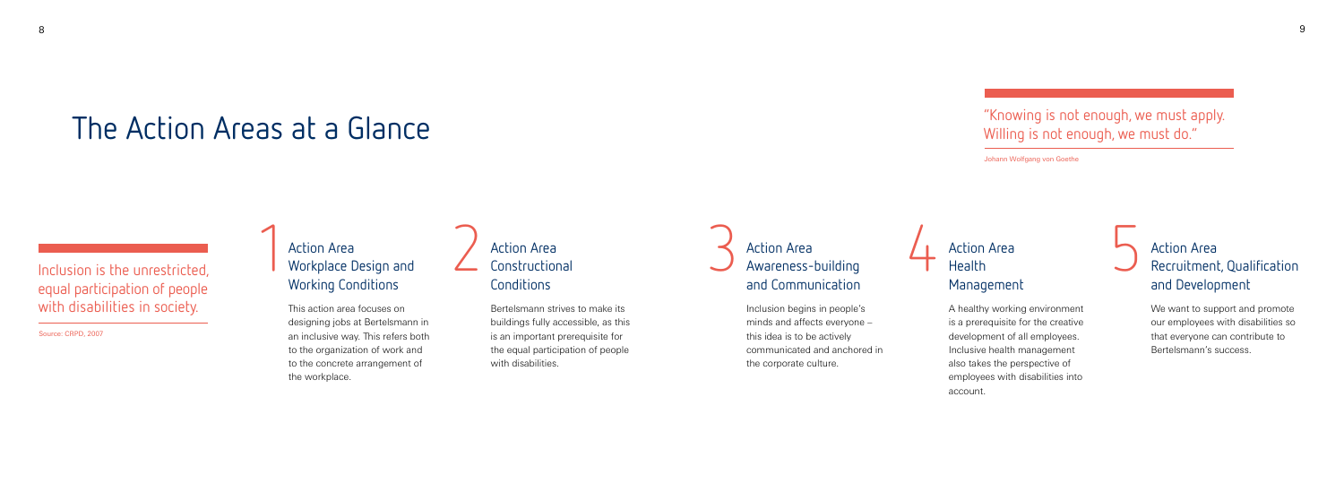# The Action Areas at a Glance

Inclusion is the unrestricted, equal participation of people with disabilities in society.

Source: CRPD, 2007

"Knowing is not enough, we must apply. Willing is not enough, we must do."

Johann Wolfgang von Goethe

## 1 Action Area Workplace Design and Working Conditions

This action area focuses on designing jobs at Bertelsmann in an inclusive way. This refers both to the organization of work and to the concrete arrangement of the workplace.

## 2 Action Area Constructional Conditions

Bertelsmann strives to make its buildings fully accessible, as this is an important prerequisite for the equal participation of people with disabilities.

## 3 Action Area Awareness-building and Communication

Inclusion begins in people's minds and affects everyone – this idea is to be actively communicated and anchored in the corporate culture.

## 4 Action Area Health Management

A healthy working environment is a prerequisite for the creative development of all employees. Inclusive health management also takes the perspective of employees with disabilities into account.

## 5 Action Area Recruitment, Qualification and Development

We want to support and promote our employees with disabilities so that everyone can contribute to Bertelsmann's success.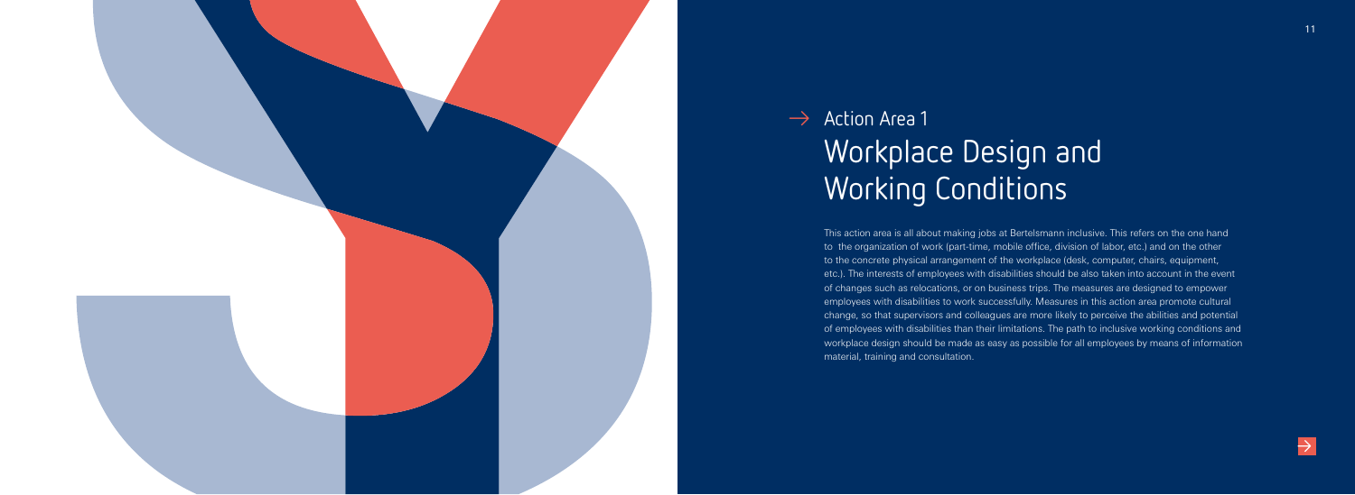## Action Area 1

# Workplace Design and Working Conditions

This action area is all about making jobs at Bertelsmann inclusive. This refers on the one hand to the organization of work (part-time, mobile office, division of labor, etc.) and on the other to the concrete physical arrangement of the workplace (desk, computer, chairs, equipment, etc.). The interests of employees with disabilities should be also taken into account in the event of changes such as relocations, or on business trips. The measures are designed to empower employees with disabilities to work successfully. Measures in this action area promote cultural change, so that supervisors and colleagues are more likely to perceive the abilities and potential of employees with disabilities than their limitations. The path to inclusive working conditions and workplace design should be made as easy as possible for all employees by means of information material, training and consultation.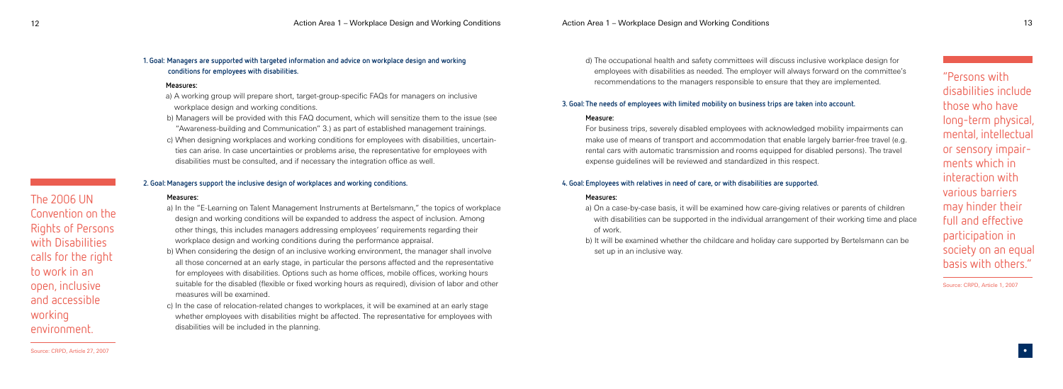#### 1. Goal: Managers are supported with targeted information and advice on workplace design and working conditions for employees with disabilities.

**Measures:**

a) A working group will prepare short, target-group-specific FAQs for managers on inclusive workplace design and working conditions.

b) Managers will be provided with this FAQ document, which will sensitize them to the issue (see "Awareness-building and Communication" 3.) as part of established management trainings.

c) When designing workplaces and working conditions for employees with disabilities, uncertainties can arise. In case uncertainties or problems arise, the representative for employees with disabilities must be consulted, and if necessary the integration office as well.

The 2006 UN Convention on the Rights of Persons with Disabilities calls for the right to work in an open, inclusive and accessible working environment.

Source: CRPD, Article 27, 2007

#### 2. Goal: Managers support the inclusive design of workplaces and working conditions.

**Measures:**

a) In the "E-Learning on Talent Management Instruments at Bertelsmann," the topics of workplace design and working conditions will be expanded to address the aspect of inclusion. Among other things, this includes managers addressing employees' requirements regarding their workplace design and working conditions during the performance appraisal.

b) When considering the design of an inclusive working environment, the manager shall involve all those concerned at an early stage, in particular the persons affected and the representative for employees with disabilities. Options such as home offices, mobile offices, working hours suitable for the disabled (flexible or fixed working hours as required), division of labor and other measures will be examined.

c) In the case of relocation-related changes to workplaces, it will be examined at an early stage whether employees with disabilities might be affected. The representative for employees with disabilities will be included in the planning.

d) The occupational health and safety committees will discuss inclusive workplace design for employees with disabilities as needed. The employer will always forward on the committee's recommendations to the managers responsible to ensure that they are implemented.

#### 3. Goal: The needs of employees with limited mobility on business trips are taken into account.

**Measure:**

For business trips, severely disabled employees with acknowledged mobility impairments can make use of means of transport and accommodation that enable largely barrier-free travel (e.g. rental cars with automatic transmission and rooms equipped for disabled persons). The travel expense guidelines will be reviewed and standardized in this respect.

#### 4. Goal: Employees with relatives in need of care, or with disabilities are supported.

**Measures:**

a) On a case-by-case basis, it will be examined how care-giving relatives or parents of children with disabilities can be supported in the individual arrangement of their working time and place of work.

b) It will be examined whether the childcare and holiday care supported by Bertelsmann can be set up in an inclusive way.

"Persons with disabilities include those who have long-term physical, mental, intellectual or sensory impairments which in interaction with various barriers may hinder their full and effective participation in society on an equal basis with others."

Source: CRPD, Article 1, 2007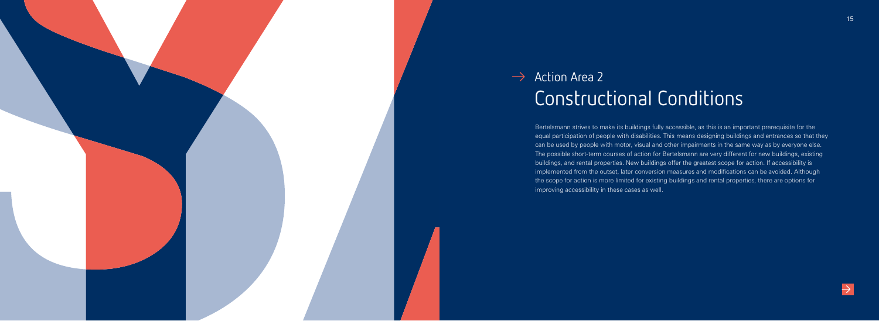## Action Area 2

# Constructional Conditions

Bertelsmann strives to make its buildings fully accessible, as this is an important prerequisite for the equal participation of people with disabilities. This means designing buildings and entrances so that they can be used by people with motor, visual and other impairments in the same way as by everyone else. The possible short-term courses of action for Bertelsmann are very different for new buildings, existing buildings, and rental properties. New buildings offer the greatest scope for action. If accessibility is implemented from the outset, later conversion measures and modifications can be avoided. Although the scope for action is more limited for existing buildings and rental properties, there are options for improving accessibility in these cases as well.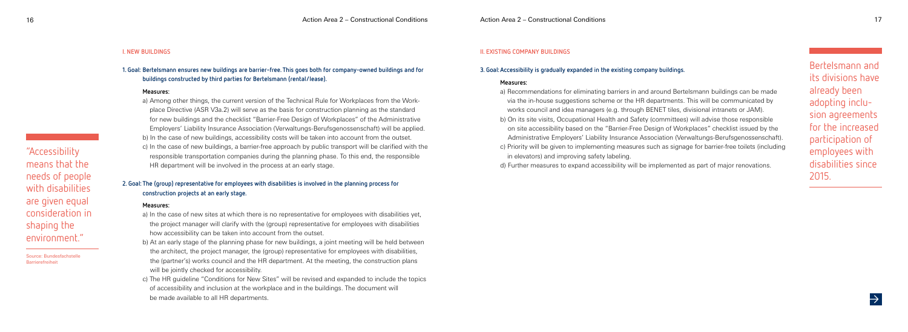## I. NEW BUILDINGS

**1. Goal: Bertelsmann ensures new buildings are barrier-free. This goes both for company-owned buildings and for buildings constructed by third parties for Bertelsmann (rental/lease).**

**Measures:**

a) Among other things, the current version of the Technical Rule for Workplaces from the Workplace Directive (ASR V3a.2) will serve as the basis for construction planning as the standard for new buildings and the checklist "Barrier-Free Design of Workplaces" of the Administrative Employers' Liability Insurance Association (Verwaltungs-Berufsgenossenschaft) will be applied.

b) In the case of new buildings, accessibility costs will be taken into account from the outset.

c) In the case of new buildings, a barrier-free approach by public transport will be clarified with the responsible transportation companies during the planning phase. To this end, the responsible HR department will be involved in the process at an early stage.

"Accessibility means that the needs of people with disabilities are given equal consideration in shaping the environment."

Source: Bundesfachstelle Barrierefreiheit

**2. Goal: The (group) representative for employees with disabilities is involved in the planning process for construction projects at an early stage.**

**Measures:**

a) In the case of new sites at which there is no representative for employees with disabilities yet, the project manager will clarify with the (group) representative for employees with disabilities how accessibility can be taken into account from the outset.

b) At an early stage of the planning phase for new buildings, a joint meeting will be held between the architect, the project manager, the (group) representative for employees with disabilities, the (partner's) works council and the HR department. At the meeting, the construction plans will be jointly checked for accessibility.

c) The HR guideline "Conditions for New Sites" will be revised and expanded to include the topics of accessibility and inclusion at the workplace and in the buildings. The document will be made available to all HR departments.

## II. EXISTING COMPANY BUILDINGS

**3. Goal: Accessibility is gradually expanded in the existing company buildings.**

**Measures:**

a) Recommendations for eliminating barriers in and around Bertelsmann buildings can be made via the in-house suggestions scheme or the HR departments. This will be communicated by works council and idea managers (e.g. through BENET tiles, divisional intranets or JAM).

b) On its site visits, Occupational Health and Safety (committees) will advise those responsible on site accessibility based on the "Barrier-Free Design of Workplaces" checklist issued by the Administrative Employers' Liability Insurance Association (Verwaltungs-Berufsgenossenschaft).

c) Priority will be given to implementing measures such as signage for barrier-free toilets (including in elevators) and improving safety labeling.

d) Further measures to expand accessibility will be implemented as part of major renovations.

Bertelsmann and its divisions have already been adopting inclusion agreements for the increased participation of employees with disabilities since 2015.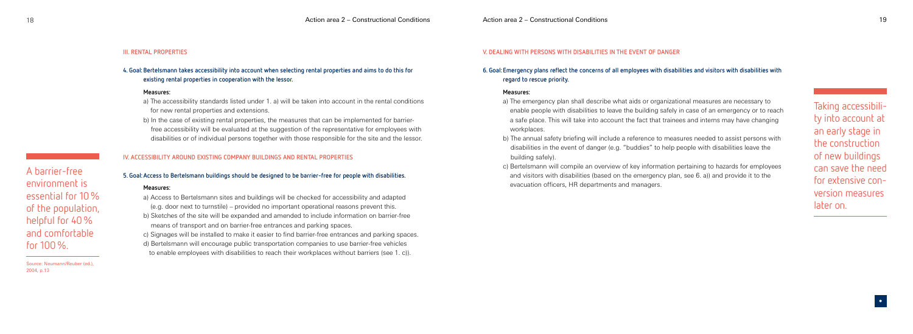## III. RENTAL PROPERTIES

### 4. Goal: Bertelsmann takes accessibility into account when selecting rental properties and aims to do this for existing rental properties in cooperation with the lessor.

**Measures:**

a) The accessibility standards listed under 1. a) will be taken into account in the rental conditions for new rental properties and extensions.

b) In the case of existing rental properties, the measures that can be implemented for barrier-free accessibility will be evaluated at the suggestion of the representative for employees with disabilities or of individual persons together with those responsible for the site and the lessor.

## IV. ACCESSIBILITY AROUND EXISTING COMPANY BUILDINGS AND RENTAL PROPERTIES

### 5. Goal: Access to Bertelsmann buildings should be designed to be barrier-free for people with disabilities.

**Measures:**

a) Access to Bertelsmann sites and buildings will be checked for accessibility and adapted (e.g. door next to turnstile) – provided no important operational reasons prevent this.

b) Sketches of the site will be expanded and amended to include information on barrier-free means of transport and on barrier-free entrances and parking spaces.

c) Signages will be installed to make it easier to find barrier-free entrances and parking spaces.

d) Bertelsmann will encourage public transportation companies to use barrier-free vehicles to enable employees with disabilities to reach their workplaces without barriers (see 1. c)).

A barrier-free environment is essential for 10 % of the population, helpful for 40 % and comfortable for 100 %.

Source: Neumann/Reuber (ed.), 2004, p.13

## V. DEALING WITH PERSONS WITH DISABILITIES IN THE EVENT OF DANGER

### 6. Goal: Emergency plans reflect the concerns of all employees with disabilities and visitors with disabilities with regard to rescue priority.

**Measures:**

a) The emergency plan shall describe what aids or organizational measures are necessary to enable people with disabilities to leave the building safely in case of an emergency or to reach a safe place. This will take into account the fact that trainees and interns may have changing workplaces.

b) The annual safety briefing will include a reference to measures needed to assist persons with disabilities in the event of danger (e.g. "buddies" to help people with disabilities leave the building safely).

c) Bertelsmann will compile an overview of key information pertaining to hazards for employees and visitors with disabilities (based on the emergency plan, see 6. a)) and provide it to the evacuation officers, HR departments and managers.

Taking accessibility into account at an early stage in the construction of new buildings can save the need for extensive conversion measures later on.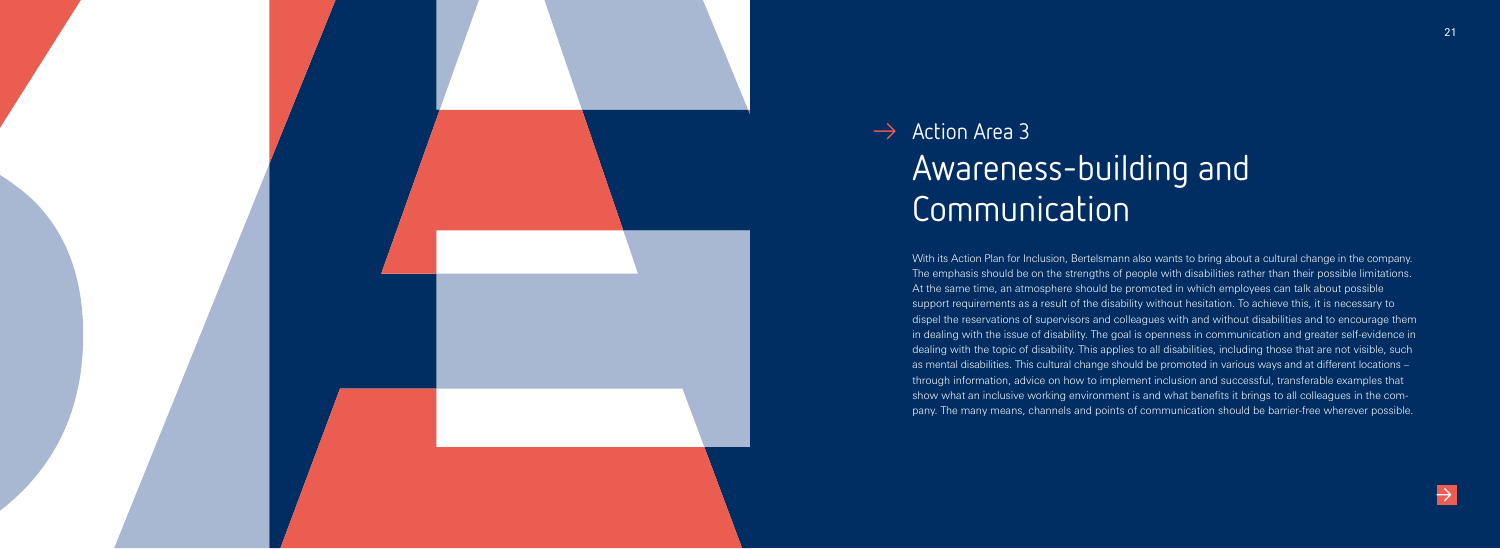## Action Area 3

# Awareness-building and Communication

With its Action Plan for Inclusion, Bertelsmann also wants to bring about a cultural change in the company. The emphasis should be on the strengths of people with disabilities rather than their possible limitations. At the same time, an atmosphere should be promoted in which employees can talk about possible support requirements as a result of the disability without hesitation. To achieve this, it is necessary to dispel the reservations of supervisors and colleagues with and without disabilities and to encourage them in dealing with the issue of disability. The goal is openness in communication and greater self-evidence in dealing with the topic of disability. This applies to all disabilities, including those that are not visible, such as mental disabilities. This cultural change should be promoted in various ways and at different locations – through information, advice on how to implement inclusion and successful, transferable examples that show what an inclusive working environment is and what benefits it brings to all colleagues in the company. The many means, channels and points of communication should be barrier-free wherever possible.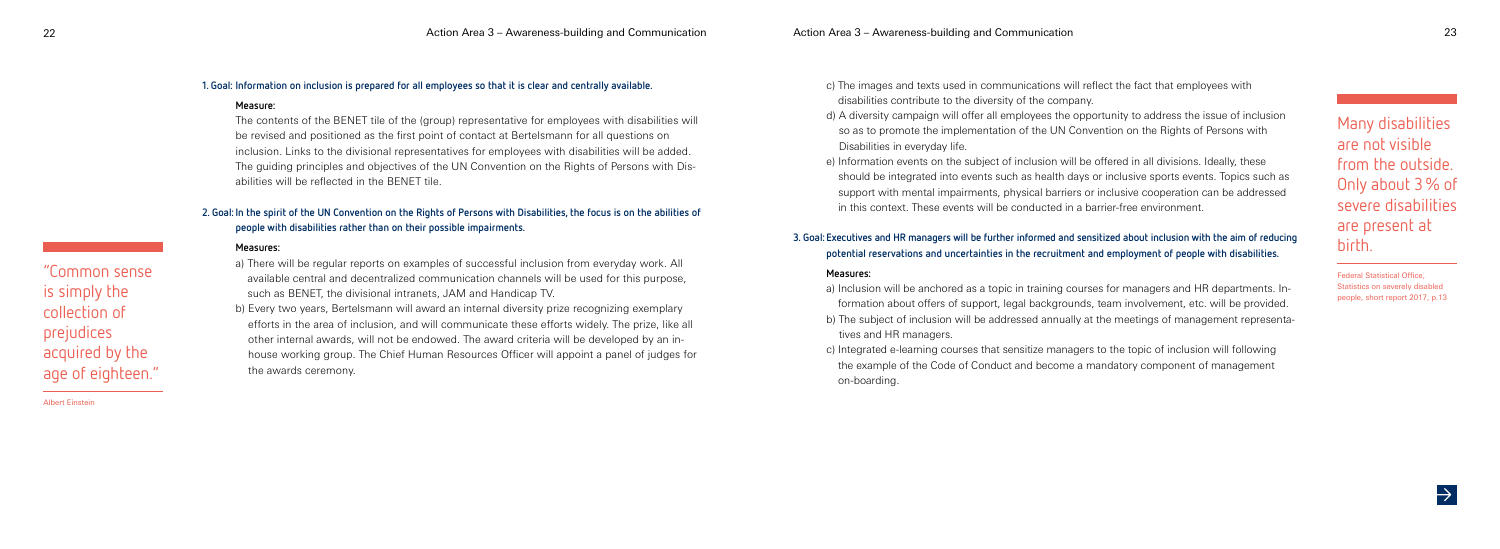### 1. Goal: Information on inclusion is prepared for all employees so that it is clear and centrally available.

**Measure:**

The contents of the BENET tile of the (group) representative for employees with disabilities will be revised and positioned as the first point of contact at Bertelsmann for all questions on inclusion. Links to the divisional representatives for employees with disabilities will be added. The guiding principles and objectives of the UN Convention on the Rights of Persons with Disabilities will be reflected in the BENET tile.

### 2. Goal: In the spirit of the UN Convention on the Rights of Persons with Disabilities, the focus is on the abilities of people with disabilities rather than on their possible impairments.

**Measures:**

a) There will be regular reports on examples of successful inclusion from everyday work. All available central and decentralized communication channels will be used for this purpose, such as BENET, the divisional intranets, JAM and Handicap TV.

b) Every two years, Bertelsmann will award an internal diversity prize recognizing exemplary efforts in the area of inclusion, and will communicate these efforts widely. The prize, like all other internal awards, will not be endowed. The award criteria will be developed by an in-house working group. The Chief Human Resources Officer will appoint a panel of judges for the awards ceremony.

"Common sense is simply the collection of prejudices acquired by the age of eighteen."

Albert Einstein

c) The images and texts used in communications will reflect the fact that employees with disabilities contribute to the diversity of the company.

d) A diversity campaign will offer all employees the opportunity to address the issue of inclusion so as to promote the implementation of the UN Convention on the Rights of Persons with Disabilities in everyday life.

e) Information events on the subject of inclusion will be offered in all divisions. Ideally, these should be integrated into events such as health days or inclusive sports events. Topics such as support with mental impairments, physical barriers or inclusive cooperation can be addressed in this context. These events will be conducted in a barrier-free environment.

### 3. Goal: Executives and HR managers will be further informed and sensitized about inclusion with the aim of reducing potential reservations and uncertainties in the recruitment and employment of people with disabilities.

**Measures:**

a) Inclusion will be anchored as a topic in training courses for managers and HR departments. Information about offers of support, legal backgrounds, team involvement, etc. will be provided.

b) The subject of inclusion will be addressed annually at the meetings of management representatives and HR managers.

c) Integrated e-learning courses that sensitize managers to the topic of inclusion will following the example of the Code of Conduct and become a mandatory component of management on-boarding.

Many disabilities are not visible from the outside. Only about 3 % of severe disabilities are present at birth.

Federal Statistical Office, Statistics on severely disabled people, short report 2017, p.13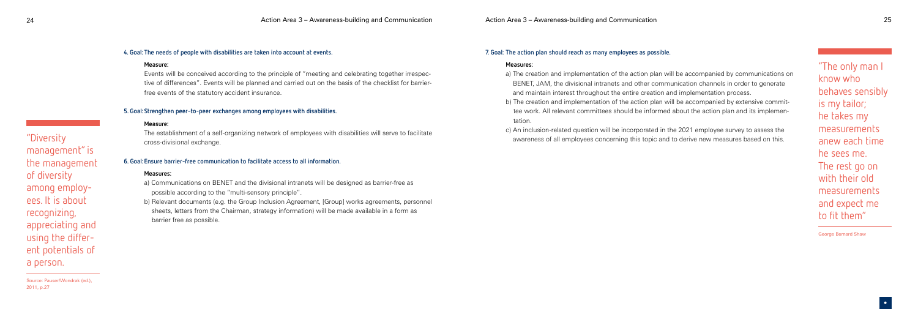#### 4. Goal: The needs of people with disabilities are taken into account at events.

**Measure:**

Events will be conceived according to the principle of "meeting and celebrating together irrespective of differences". Events will be planned and carried out on the basis of the checklist for barrier-free events of the statutory accident insurance.

#### 5. Goal: Strengthen peer-to-peer exchanges among employees with disabilities.

**Measure:**

The establishment of a self-organizing network of employees with disabilities will serve to facilitate cross-divisional exchange.

#### 6. Goal: Ensure barrier-free communication to facilitate access to all information.

**Measures:**

a) Communications on BENET and the divisional intranets will be designed as barrier-free as possible according to the "multi-sensory principle".

b) Relevant documents (e.g. the Group Inclusion Agreement, [Group] works agreements, personnel sheets, letters from the Chairman, strategy information) will be made available in a form as barrier free as possible.

"Diversity management" is the management of diversity among employees. It is about recognizing, appreciating and using the different potentials of a person.

Source: Pauser/Wondrak (ed.), 2011, p.27

#### 7. Goal: The action plan should reach as many employees as possible.

**Measures:**

a) The creation and implementation of the action plan will be accompanied by communications on BENET, JAM, the divisional intranets and other communication channels in order to generate and maintain interest throughout the entire creation and implementation process.

b) The creation and implementation of the action plan will be accompanied by extensive committee work. All relevant committees should be informed about the action plan and its implementation.

c) An inclusion-related question will be incorporated in the 2021 employee survey to assess the awareness of all employees concerning this topic and to derive new measures based on this.

"The only man I know who behaves sensibly is my tailor; he takes my measurements anew each time he sees me. The rest go on with their old measurements and expect me to fit them"

George Bernard Shaw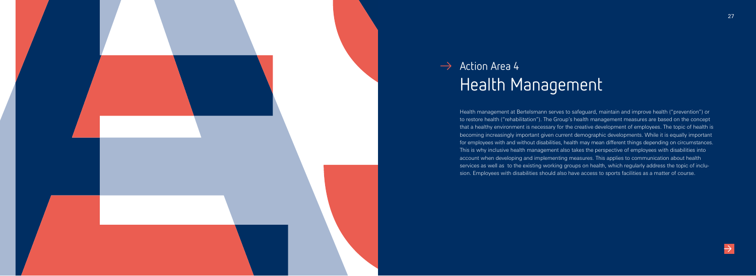## Action Area 4

# Health Management

Health management at Bertelsmann serves to safeguard, maintain and improve health ("prevention") or to restore health ("rehabilitation"). The Group's health management measures are based on the concept that a healthy environment is necessary for the creative development of employees. The topic of health is becoming increasingly important given current demographic developments. While it is equally important for employees with and without disabilities, health may mean different things depending on circumstances. This is why inclusive health management also takes the perspective of employees with disabilities into account when developing and implementing measures. This applies to communication about health services as well as to the existing working groups on health, which regularly address the topic of inclusion. Employees with disabilities should also have access to sports facilities as a matter of course.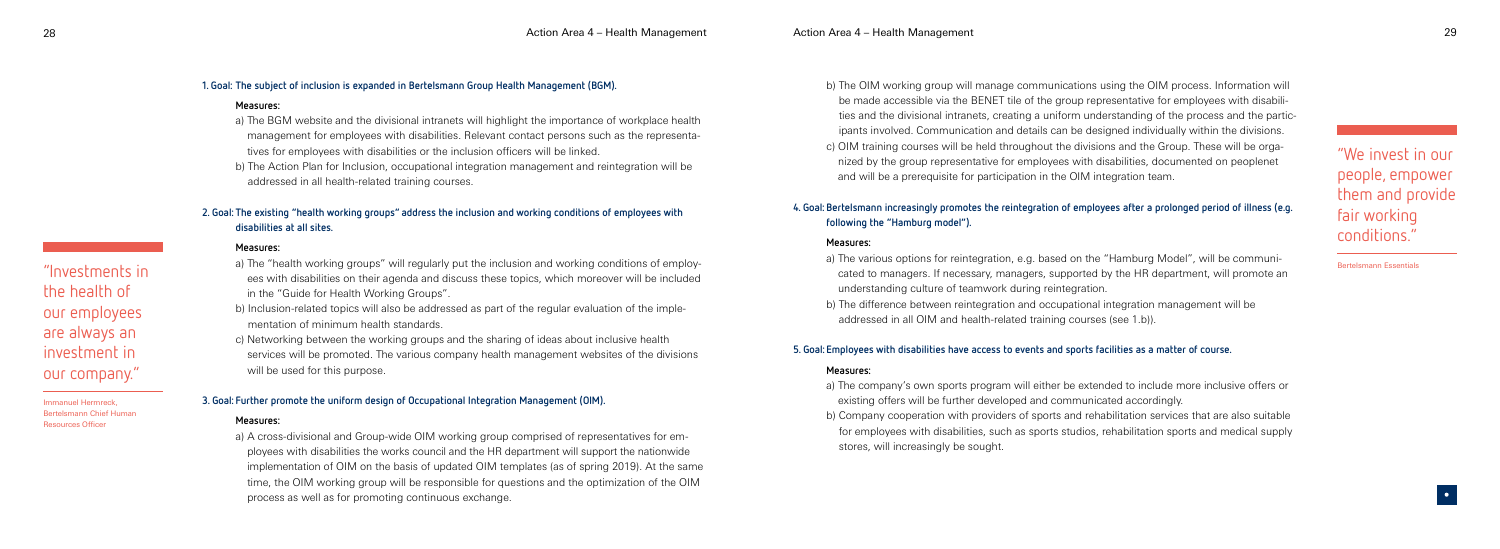### 1. Goal: The subject of inclusion is expanded in Bertelsmann Group Health Management (BGM).

**Measures:**

a) The BGM website and the divisional intranets will highlight the importance of workplace health management for employees with disabilities. Relevant contact persons such as the representatives for employees with disabilities or the inclusion officers will be linked.

b) The Action Plan for Inclusion, occupational integration management and reintegration will be addressed in all health-related training courses.

### 2. Goal: The existing "health working groups" address the inclusion and working conditions of employees with disabilities at all sites.

**Measures:**

a) The "health working groups" will regularly put the inclusion and working conditions of employees with disabilities on their agenda and discuss these topics, which moreover will be included in the "Guide for Health Working Groups".

b) Inclusion-related topics will also be addressed as part of the regular evaluation of the implementation of minimum health standards.

c) Networking between the working groups and the sharing of ideas about inclusive health services will be promoted. The various company health management websites of the divisions will be used for this purpose.

"Investments in the health of our employees are always an investment in our company."

Immanuel Hermreck, Bertelsmann Chief Human Resources Officer

### 3. Goal: Further promote the uniform design of Occupational Integration Management (OIM).

**Measures:**

a) A cross-divisional and Group-wide OIM working group comprised of representatives for employees with disabilities the works council and the HR department will support the nationwide implementation of OIM on the basis of updated OIM templates (as of spring 2019). At the same time, the OIM working group will be responsible for questions and the optimization of the OIM process as well as for promoting continuous exchange.

b) The OIM working group will manage communications using the OIM process. Information will be made accessible via the BENET tile of the group representative for employees with disabilities and the divisional intranets, creating a uniform understanding of the process and the participants involved. Communication and details can be designed individually within the divisions.

c) OIM training courses will be held throughout the divisions and the Group. These will be organized by the group representative for employees with disabilities, documented on peoplenet and will be a prerequisite for participation in the OIM integration team.

### 4. Goal: Bertelsmann increasingly promotes the reintegration of employees after a prolonged period of illness (e.g. following the "Hamburg model").

**Measures:**

a) The various options for reintegration, e.g. based on the "Hamburg Model", will be communicated to managers. If necessary, managers, supported by the HR department, will promote an understanding culture of teamwork during reintegration.

b) The difference between reintegration and occupational integration management will be addressed in all OIM and health-related training courses (see 1.b)).

### 5. Goal: Employees with disabilities have access to events and sports facilities as a matter of course.

**Measures:**

a) The company's own sports program will either be extended to include more inclusive offers or existing offers will be further developed and communicated accordingly.

b) Company cooperation with providers of sports and rehabilitation services that are also suitable for employees with disabilities, such as sports studios, rehabilitation sports and medical supply stores, will increasingly be sought.

"We invest in our people, empower them and provide fair working conditions."

Bertelsmann Essentials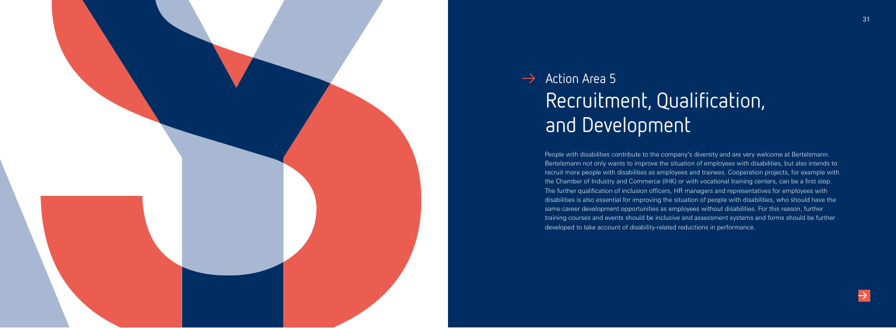## Action Area 5

# Recruitment, Qualification, and Development

People with disabilities contribute to the company's diversity and are very welcome at Bertelsmann. Bertelsmann not only wants to improve the situation of employees with disabilities, but also intends to recruit more people with disabilities as employees and trainees. Cooperation projects, for example with the Chamber of Industry and Commerce (IHK) or with vocational training centers, can be a first step. The further qualification of inclusion officers, HR managers and representatives for employees with disabilities is also essential for improving the situation of people with disabilities, who should have the same career development opportunities as employees without disabilities. For this reason, further training courses and events should be inclusive and assessment systems and forms should be further developed to take account of disability-related reductions in performance.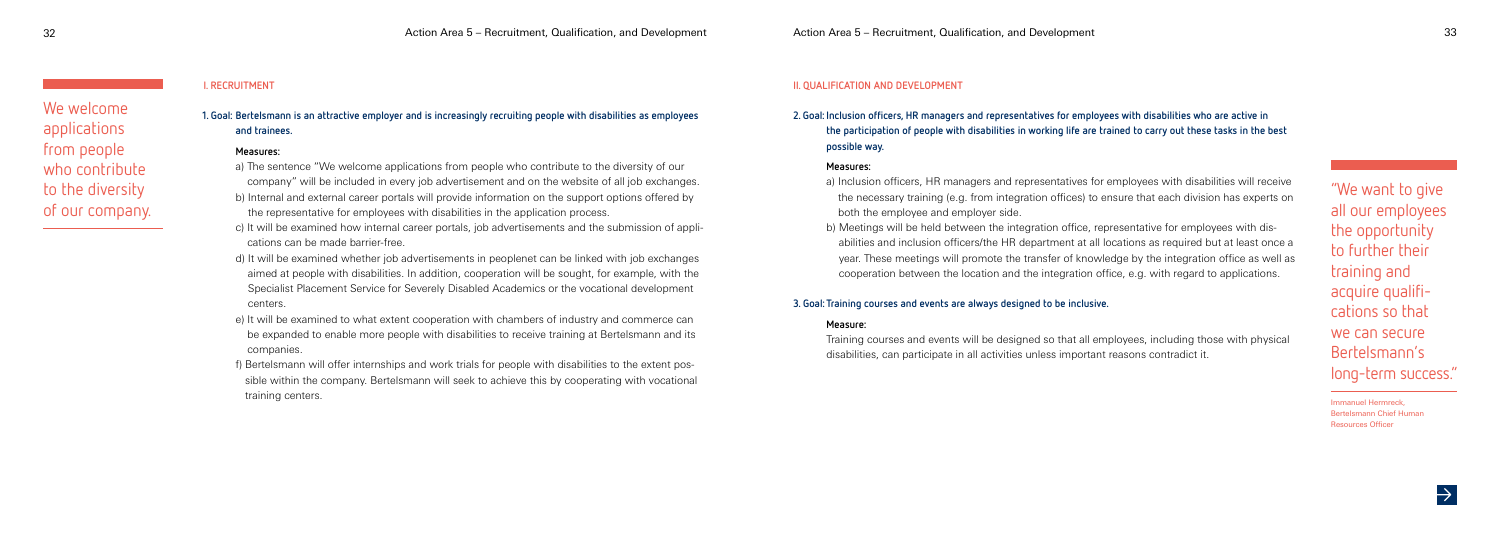## I. RECRUITMENT

We welcome applications from people who contribute to the diversity of our company.

### 1. Goal: Bertelsmann is an attractive employer and is increasingly recruiting people with disabilities as employees and trainees.

**Measures:**

a) The sentence "We welcome applications from people who contribute to the diversity of our company" will be included in every job advertisement and on the website of all job exchanges.

b) Internal and external career portals will provide information on the support options offered by the representative for employees with disabilities in the application process.

c) It will be examined how internal career portals, job advertisements and the submission of applications can be made barrier-free.

d) It will be examined whether job advertisements in peoplenet can be linked with job exchanges aimed at people with disabilities. In addition, cooperation will be sought, for example, with the Specialist Placement Service for Severely Disabled Academics or the vocational development centers.

e) It will be examined to what extent cooperation with chambers of industry and commerce can be expanded to enable more people with disabilities to receive training at Bertelsmann and its companies.

f) Bertelsmann will offer internships and work trials for people with disabilities to the extent possible within the company. Bertelsmann will seek to achieve this by cooperating with vocational training centers.

## II. QUALIFICATION AND DEVELOPMENT

### 2. Goal: Inclusion officers, HR managers and representatives for employees with disabilities who are active in the participation of people with disabilities in working life are trained to carry out these tasks in the best possible way.

**Measures:**

a) Inclusion officers, HR managers and representatives for employees with disabilities will receive the necessary training (e.g. from integration offices) to ensure that each division has experts on both the employee and employer side.

b) Meetings will be held between the integration office, representative for employees with disabilities and inclusion officers/the HR department at all locations as required but at least once a year. These meetings will promote the transfer of knowledge by the integration office as well as cooperation between the location and the integration office, e.g. with regard to applications.

### 3. Goal: Training courses and events are always designed to be inclusive.

**Measure:**

Training courses and events will be designed so that all employees, including those with physical disabilities, can participate in all activities unless important reasons contradict it.

"We want to give all our employees the opportunity to further their training and acquire qualifications so that we can secure Bertelsmann's long-term success."

Immanuel Hermreck, Bertelsmann Chief Human Resources Officer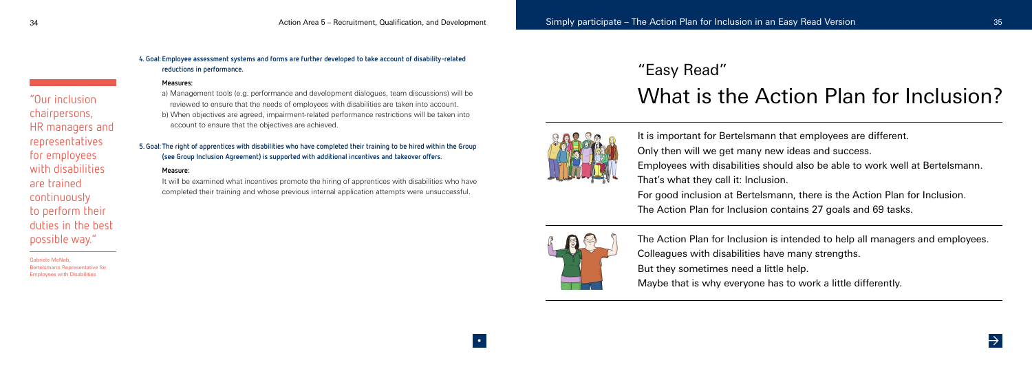"Our inclusion chairpersons, HR managers and representatives for employees with disabilities are trained continuously to perform their duties in the best possible way."

Gabriele McNab,
Bertelsmann Representative for Employees with Disabilities

**4. Goal: Employee assessment systems and forms are further developed to take account of disability-related reductions in performance.**

**Measures:**

a) Management tools (e.g. performance and development dialogues, team discussions) will be reviewed to ensure that the needs of employees with disabilities are taken into account.

b) When objectives are agreed, impairment-related performance restrictions will be taken into account to ensure that the objectives are achieved.

**5. Goal: The right of apprentices with disabilities who have completed their training to be hired within the Group (see Group Inclusion Agreement) is supported with additional incentives and takeover offers.**

**Measure:**

It will be examined what incentives promote the hiring of apprentices with disabilities who have completed their training and whose previous internal application attempts were unsuccessful.

## "Easy Read"

# What is the Action Plan for Inclusion?

It is important for Bertelsmann that employees are different.
Only then will we get many new ideas and success.
Employees with disabilities should also be able to work well at Bertelsmann.
That's what they call it: Inclusion.
For good inclusion at Bertelsmann, there is the Action Plan for Inclusion.
The Action Plan for Inclusion contains 27 goals and 69 tasks.

The Action Plan for Inclusion is intended to help all managers and employees.
Colleagues with disabilities have many strengths.
But they sometimes need a little help.
Maybe that is why everyone has to work a little differently.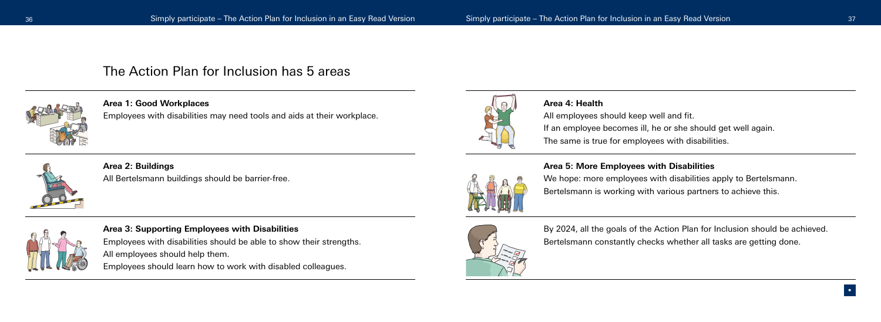# The Action Plan for Inclusion has 5 areas

**Area 1: Good Workplaces**
Employees with disabilities may need tools and aids at their workplace.

**Area 2: Buildings**
All Bertelsmann buildings should be barrier-free.

**Area 3: Supporting Employees with Disabilities**
Employees with disabilities should be able to show their strengths.
All employees should help them.
Employees should learn how to work with disabled colleagues.

**Area 4: Health**
All employees should keep well and fit.
If an employee becomes ill, he or she should get well again.
The same is true for employees with disabilities.

**Area 5: More Employees with Disabilities**
We hope: more employees with disabilities apply to Bertelsmann.
Bertelsmann is working with various partners to achieve this.

By 2024, all the goals of the Action Plan for Inclusion should be achieved.
Bertelsmann constantly checks whether all tasks are getting done.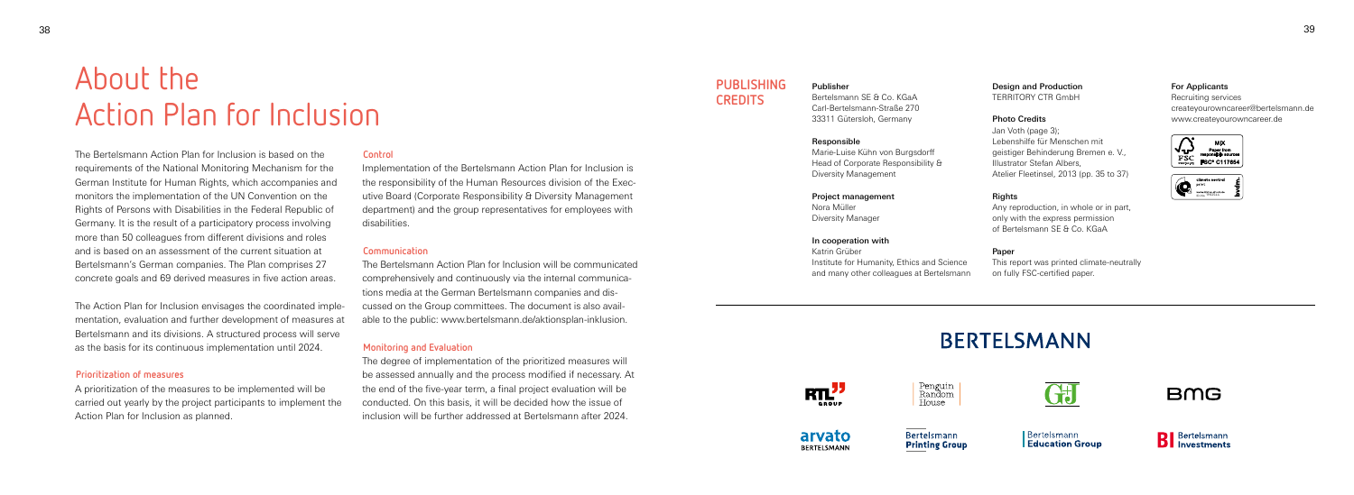# About the Action Plan for Inclusion

The Bertelsmann Action Plan for Inclusion is based on the requirements of the National Monitoring Mechanism for the German Institute for Human Rights, which accompanies and monitors the implementation of the UN Convention on the Rights of Persons with Disabilities in the Federal Republic of Germany. It is the result of a participatory process involving more than 50 colleagues from different divisions and roles and is based on an assessment of the current situation at Bertelsmann's German companies. The Plan comprises 27 concrete goals and 69 derived measures in five action areas.

The Action Plan for Inclusion envisages the coordinated implementation, evaluation and further development of measures at Bertelsmann and its divisions. A structured process will serve as the basis for its continuous implementation until 2024.

### Prioritization of measures

A prioritization of the measures to be implemented will be carried out yearly by the project participants to implement the Action Plan for Inclusion as planned.

### Control

Implementation of the Bertelsmann Action Plan for Inclusion is the responsibility of the Human Resources division of the Executive Board (Corporate Responsibility & Diversity Management department) and the group representatives for employees with disabilities.

### Communication

The Bertelsmann Action Plan for Inclusion will be communicated comprehensively and continuously via the internal communications media at the German Bertelsmann companies and discussed on the Group committees. The document is also available to the public: www.bertelsmann.de/aktionsplan-inklusion.

### Monitoring and Evaluation

The degree of implementation of the prioritized measures will be assessed annually and the process modified if necessary. At the end of the five-year term, a final project evaluation will be conducted. On this basis, it will be decided how the issue of inclusion will be further addressed at Bertelsmann after 2024.

## PUBLISHING CREDITS

**Publisher**
Bertelsmann SE & Co. KGaA
Carl-Bertelsmann-Straße 270
33311 Gütersloh, Germany

**Responsible**
Marie-Luise Kühn von Burgsdorff
Head of Corporate Responsibility & Diversity Management

**Project management**
Nora Müller
Diversity Manager

**In cooperation with**
Katrin Grüber
Institute for Humanity, Ethics and Science
and many other colleagues at Bertelsmann

**Design and Production**
TERRITORY CTR GmbH

**Photo Credits**
Jan Voth (page 3);
Lebenshilfe für Menschen mit geistiger Behinderung Bremen e. V., Illustrator Stefan Albers, Atelier Fleetinsel, 2013 (pp. 35 to 37)

**Rights**
Any reproduction, in whole or in part, only with the express permission of Bertelsmann SE & Co. KGaA

**Paper**
This report was printed climate-neutrally on fully FSC-certified paper.

**For Applicants**
Recruiting services
createyourowncareer@bertelsmann.de
www.createyourowncareer.de

MIX Paper from responsible sources FSC® C117854

BERTELSMANN

RTL Group · Penguin Random House · G+J · BMG · arvato Bertelsmann · Bertelsmann Printing Group · Bertelsmann Education Group · Bertelsmann Investments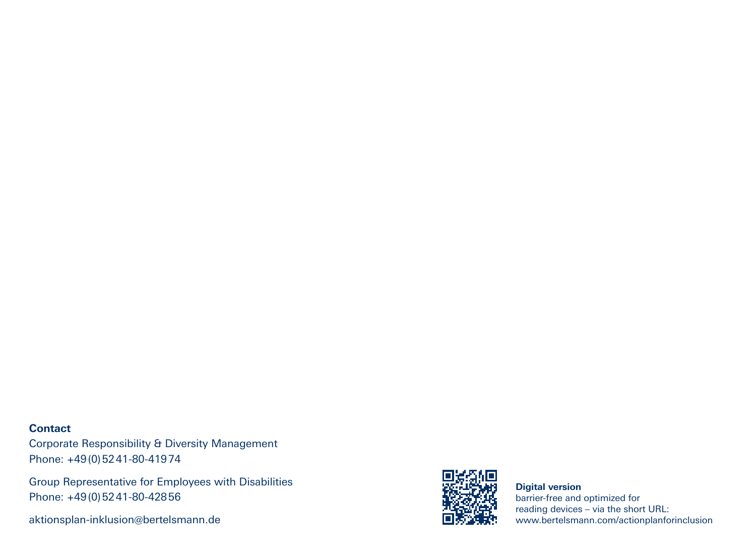**Contact**

Corporate Responsibility & Diversity Management
Phone: +49 (0) 52 41-80-419 74

Group Representative for Employees with Disabilities
Phone: +49 (0) 52 41-80-428 56

aktionsplan-inklusion@bertelsmann.de

**Digital version**
barrier-free and optimized for
reading devices – via the short URL:
www.bertelsmann.com/actionplanforinclusion